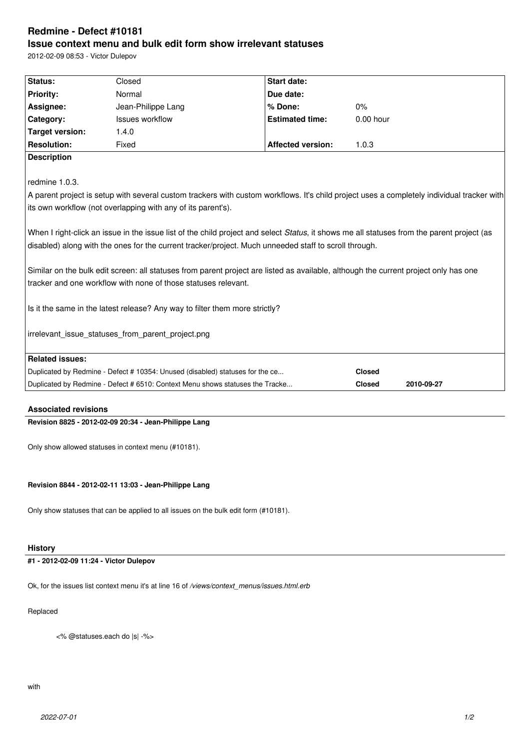# Redmine - Defect #10181

## Issue context menu and bulk edit form show irrelevant statuses

2012-02-09 08:53 - Victor Dulepov

| Status: | Closed | Start date: | |
|---|---|---|---|
| Priority: | Normal | Due date: | |
| Assignee: | Jean-Philippe Lang | % Done: | 0% |
| Category: | Issues workflow | Estimated time: | 0.00 hour |
| Target version: | 1.4.0 | | |
| Resolution: | Fixed | Affected version: | 1.0.3 |

**Description**

redmine 1.0.3.

A parent project is setup with several custom trackers with custom workflows. It's child project uses a completely individual tracker with its own workflow (not overlapping with any of its parent's).

When I right-click an issue in the issue list of the child project and select *Status*, it shows me all statuses from the parent project (as disabled) along with the ones for the current tracker/project. Much unneeded staff to scroll through.

Similar on the bulk edit screen: all statuses from parent project are listed as available, although the current project only has one tracker and one workflow with none of those statuses relevant.

Is it the same in the latest release? Any way to filter them more strictly?

irrelevant_issue_statuses_from_parent_project.png

**Related issues:**

| | | |
|---|---|---|
| Duplicated by Redmine - Defect # 10354: Unused (disabled) statuses for the ce... | **Closed** | |
| Duplicated by Redmine - Defect # 6510: Context Menu shows statuses the Tracke... | **Closed** | **2010-09-27** |

### Associated revisions

**Revision 8825 - 2012-02-09 20:34 - Jean-Philippe Lang**

Only show allowed statuses in context menu (#10181).

**Revision 8844 - 2012-02-11 13:03 - Jean-Philippe Lang**

Only show statuses that can be applied to all issues on the bulk edit form (#10181).

### History

**#1 - 2012-02-09 11:24 - Victor Dulepov**

Ok, for the issues list context menu it's at line 16 of */views/context_menus/issues.html.erb*

Replaced

```
<% @statuses.each do |s| -%>
```

with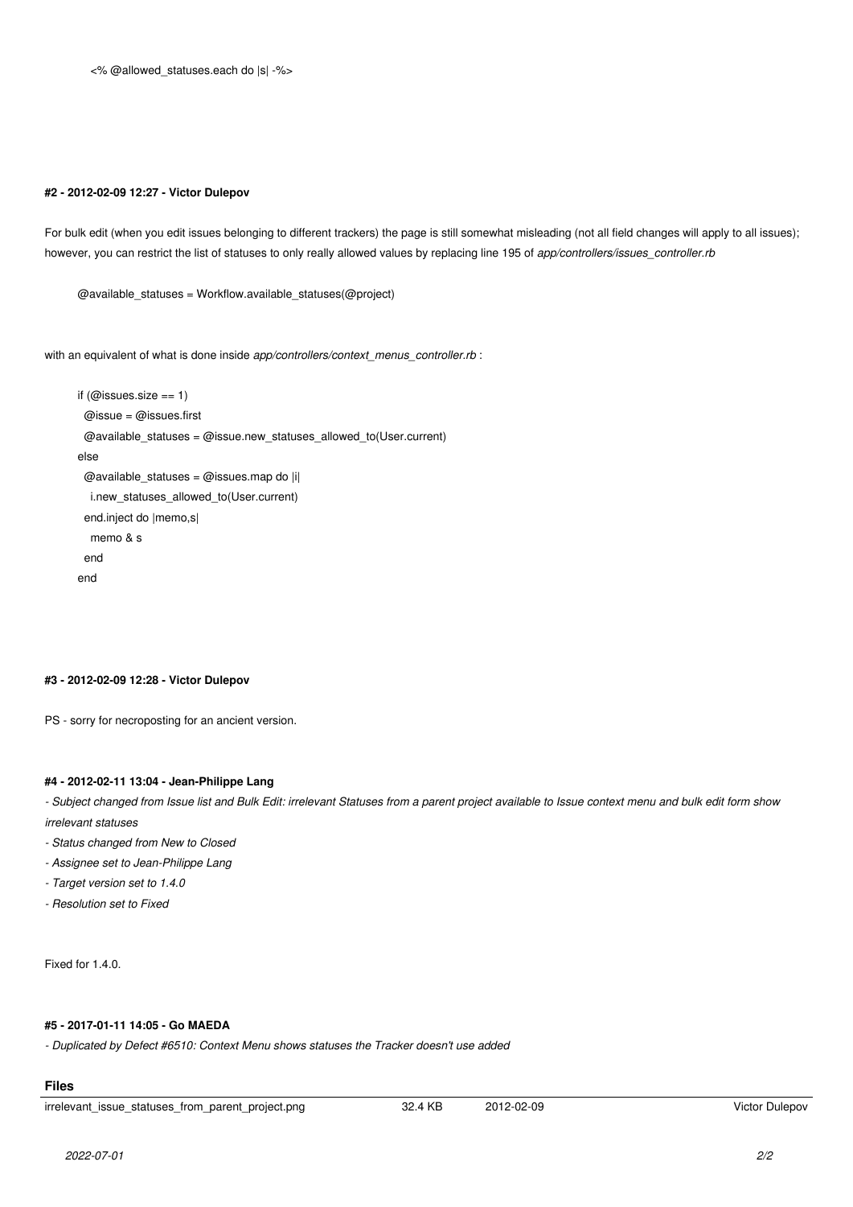```
<% @allowed_statuses.each do |s| -%>
```

#### #2 - 2012-02-09 12:27 - Victor Dulepov

For bulk edit (when you edit issues belonging to different trackers) the page is still somewhat misleading (not all field changes will apply to all issues); however, you can restrict the list of statuses to only really allowed values by replacing line 195 of *app/controllers/issues_controller.rb*

```
@available_statuses = Workflow.available_statuses(@project)
```

with an equivalent of what is done inside *app/controllers/context_menus_controller.rb* :

```
if (@issues.size == 1)
  @issue = @issues.first
  @available_statuses = @issue.new_statuses_allowed_to(User.current)
else
  @available_statuses = @issues.map do |i|
    i.new_statuses_allowed_to(User.current)
  end.inject do |memo,s|
    memo & s
  end
end
```

#### #3 - 2012-02-09 12:28 - Victor Dulepov

PS - sorry for necroposting for an ancient version.

#### #4 - 2012-02-11 13:04 - Jean-Philippe Lang

*- Subject changed from Issue list and Bulk Edit: irrelevant Statuses from a parent project available to Issue context menu and bulk edit form show irrelevant statuses*
*- Status changed from New to Closed*
*- Assignee set to Jean-Philippe Lang*
*- Target version set to 1.4.0*
*- Resolution set to Fixed*

Fixed for 1.4.0.

#### #5 - 2017-01-11 14:05 - Go MAEDA

*- Duplicated by Defect #6510: Context Menu shows statuses the Tracker doesn't use added*

### Files

| | | | |
|---|---|---|---|
| irrelevant_issue_statuses_from_parent_project.png | 32.4 KB | 2012-02-09 | Victor Dulepov |